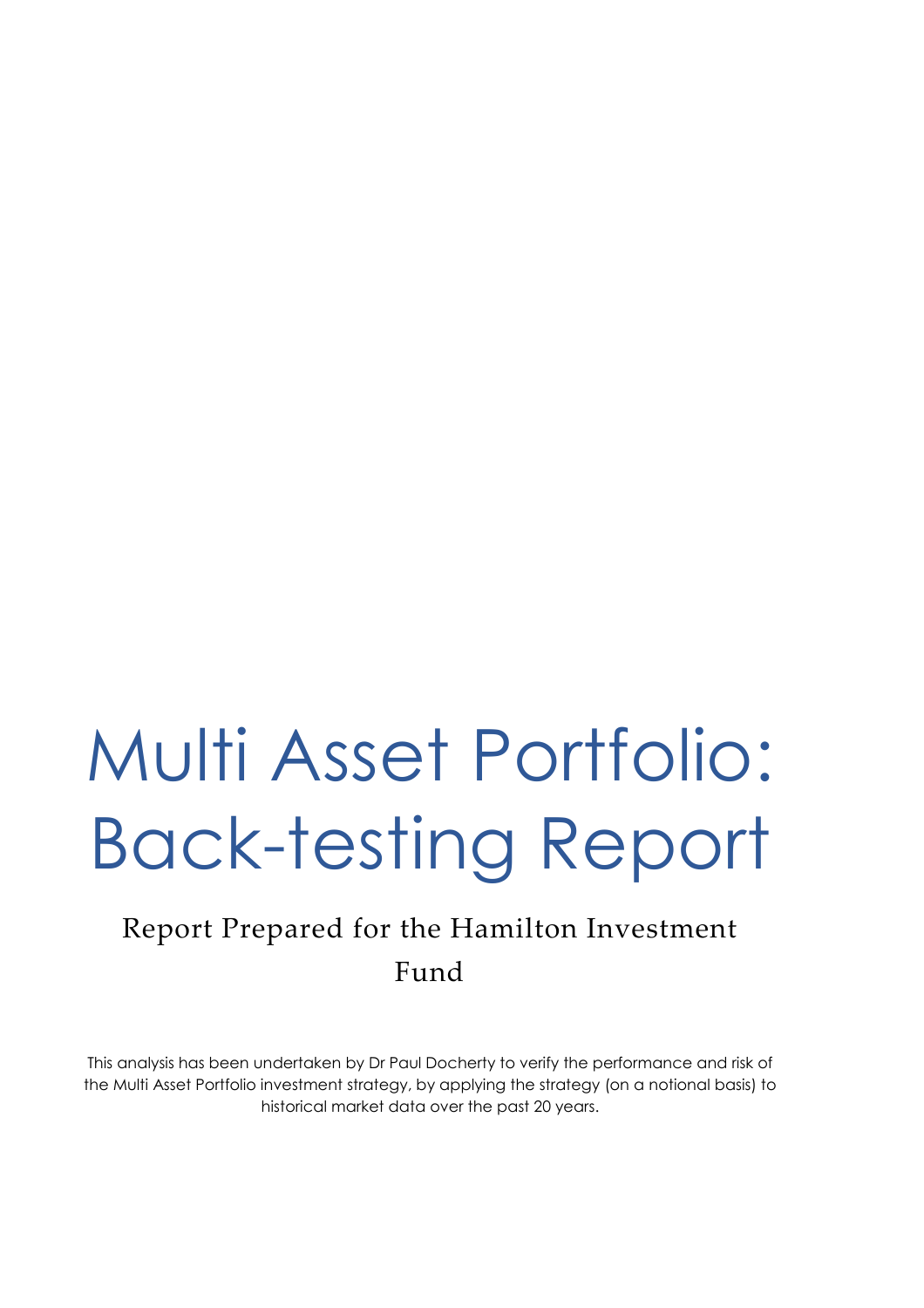# Multi Asset Portfolio: Back-testing Report

## Report Prepared for the Hamilton Investment Fund

This analysis has been undertaken by Dr Paul Docherty to verify the performance and risk of the Multi Asset Portfolio investment strategy, by applying the strategy (on a notional basis) to historical market data over the past 20 years.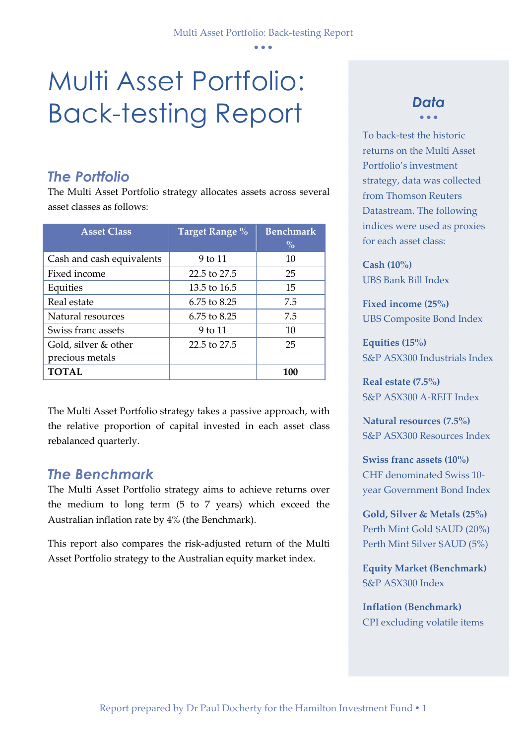# Multi Asset Portfolio: Back-testing Report

## The Portfolio

The Multi Asset Portfolio strategy allocates assets across several asset classes as follows:

| Asset Class | Target Range % | Benchmark % |
|---|---|---|
| Cash and cash equivalents | 9 to 11 | 10 |
| Fixed income | 22.5 to 27.5 | 25 |
| Equities | 13.5 to 16.5 | 15 |
| Real estate | 6.75 to 8.25 | 7.5 |
| Natural resources | 6.75 to 8.25 | 7.5 |
| Swiss franc assets | 9 to 11 | 10 |
| Gold, silver & other precious metals | 22.5 to 27.5 | 25 |
| **TOTAL** | | **100** |

The Multi Asset Portfolio strategy takes a passive approach, with the relative proportion of capital invested in each asset class rebalanced quarterly.

## The Benchmark

The Multi Asset Portfolio strategy aims to achieve returns over the medium to long term (5 to 7 years) which exceed the Australian inflation rate by 4% (the Benchmark).

This report also compares the risk-adjusted return of the Multi Asset Portfolio strategy to the Australian equity market index.

## Data

To back-test the historic returns on the Multi Asset Portfolio's investment strategy, data was collected from Thomson Reuters Datastream. The following indices were used as proxies for each asset class:

**Cash (10%)**
UBS Bank Bill Index

**Fixed income (25%)**
UBS Composite Bond Index

**Equities (15%)**
S&P ASX300 Industrials Index

**Real estate (7.5%)**
S&P ASX300 A-REIT Index

**Natural resources (7.5%)**
S&P ASX300 Resources Index

**Swiss franc assets (10%)**
CHF denominated Swiss 10-year Government Bond Index

**Gold, Silver & Metals (25%)**
Perth Mint Gold $AUD (20%)
Perth Mint Silver $AUD (5%)

**Equity Market (Benchmark)**
S&P ASX300 Index

**Inflation (Benchmark)**
CPI excluding volatile items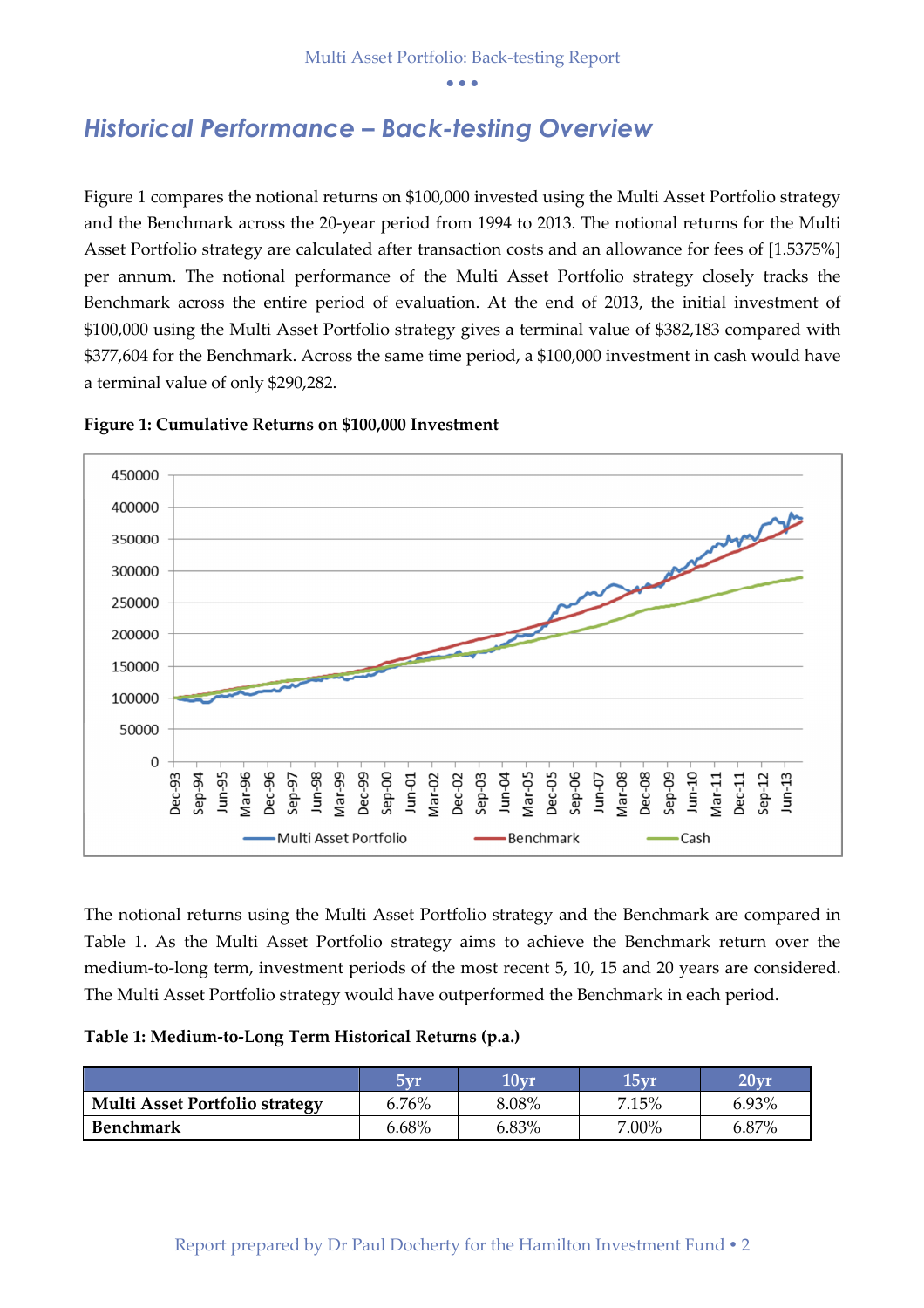## *Historical Performance – Back-testing Overview*

Figure 1 compares the notional returns on $100,000 invested using the Multi Asset Portfolio strategy and the Benchmark across the 20-year period from 1994 to 2013. The notional returns for the Multi Asset Portfolio strategy are calculated after transaction costs and an allowance for fees of [1.5375%] per annum. The notional performance of the Multi Asset Portfolio strategy closely tracks the Benchmark across the entire period of evaluation. At the end of 2013, the initial investment of $100,000 using the Multi Asset Portfolio strategy gives a terminal value of $382,183 compared with $377,604 for the Benchmark. Across the same time period, a $100,000 investment in cash would have a terminal value of only $290,282.

**Figure 1: Cumulative Returns on $100,000 Investment**

The notional returns using the Multi Asset Portfolio strategy and the Benchmark are compared in Table 1. As the Multi Asset Portfolio strategy aims to achieve the Benchmark return over the medium-to-long term, investment periods of the most recent 5, 10, 15 and 20 years are considered. The Multi Asset Portfolio strategy would have outperformed the Benchmark in each period.

**Table 1: Medium-to-Long Term Historical Returns (p.a.)**

| | 5yr | 10yr | 15yr | 20yr |
|---|---|---|---|---|
| **Multi Asset Portfolio strategy** | 6.76% | 8.08% | 7.15% | 6.93% |
| **Benchmark** | 6.68% | 6.83% | 7.00% | 6.87% |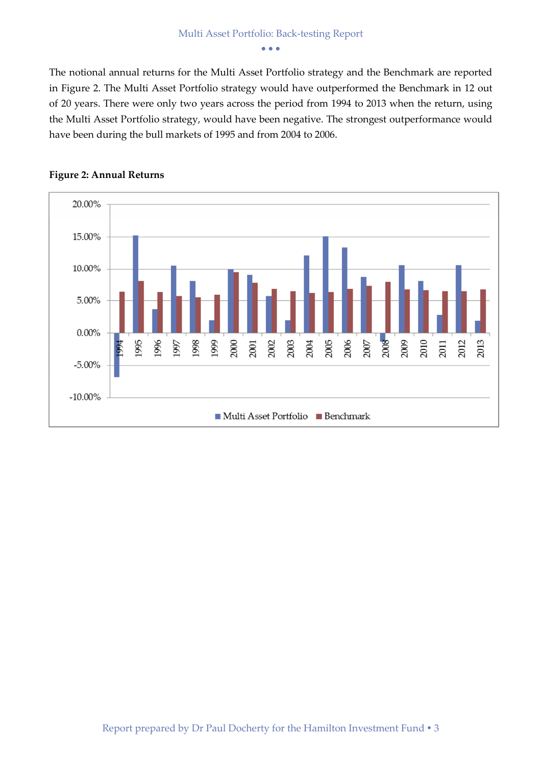The notional annual returns for the Multi Asset Portfolio strategy and the Benchmark are reported in Figure 2. The Multi Asset Portfolio strategy would have outperformed the Benchmark in 12 out of 20 years. There were only two years across the period from 1994 to 2013 when the return, using the Multi Asset Portfolio strategy, would have been negative. The strongest outperformance would have been during the bull markets of 1995 and from 2004 to 2006.

**Figure 2: Annual Returns**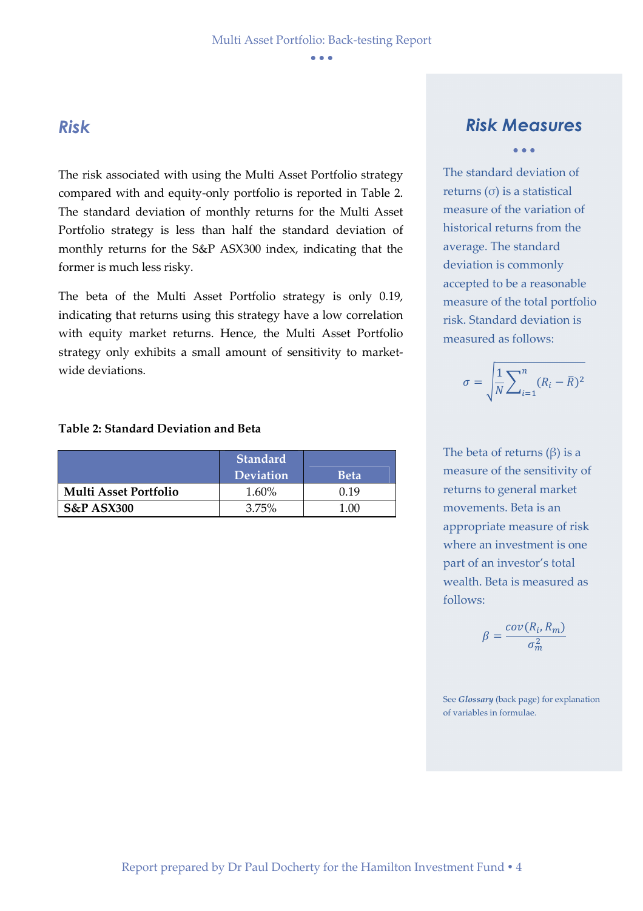## Risk

The risk associated with using the Multi Asset Portfolio strategy compared with and equity-only portfolio is reported in Table 2. The standard deviation of monthly returns for the Multi Asset Portfolio strategy is less than half the standard deviation of monthly returns for the S&P ASX300 index, indicating that the former is much less risky.

The beta of the Multi Asset Portfolio strategy is only 0.19, indicating that returns using this strategy have a low correlation with equity market returns. Hence, the Multi Asset Portfolio strategy only exhibits a small amount of sensitivity to market-wide deviations.

**Table 2: Standard Deviation and Beta**

| | Standard Deviation | Beta |
|---|---|---|
| **Multi Asset Portfolio** | 1.60% | 0.19 |
| **S&P ASX300** | 3.75% | 1.00 |

## Risk Measures

The standard deviation of returns (σ) is a statistical measure of the variation of historical returns from the average. The standard deviation is commonly accepted to be a reasonable measure of the total portfolio risk. Standard deviation is measured as follows:

$$\sigma = \sqrt{\frac{1}{N}\sum_{i=1}^{n}(R_i - \bar{R})^2}$$

The beta of returns (β) is a measure of the sensitivity of returns to general market movements. Beta is an appropriate measure of risk where an investment is one part of an investor's total wealth. Beta is measured as follows:

$$\beta = \frac{cov(R_i, R_m)}{\sigma_m^2}$$

See ***Glossary*** (back page) for explanation of variables in formulae.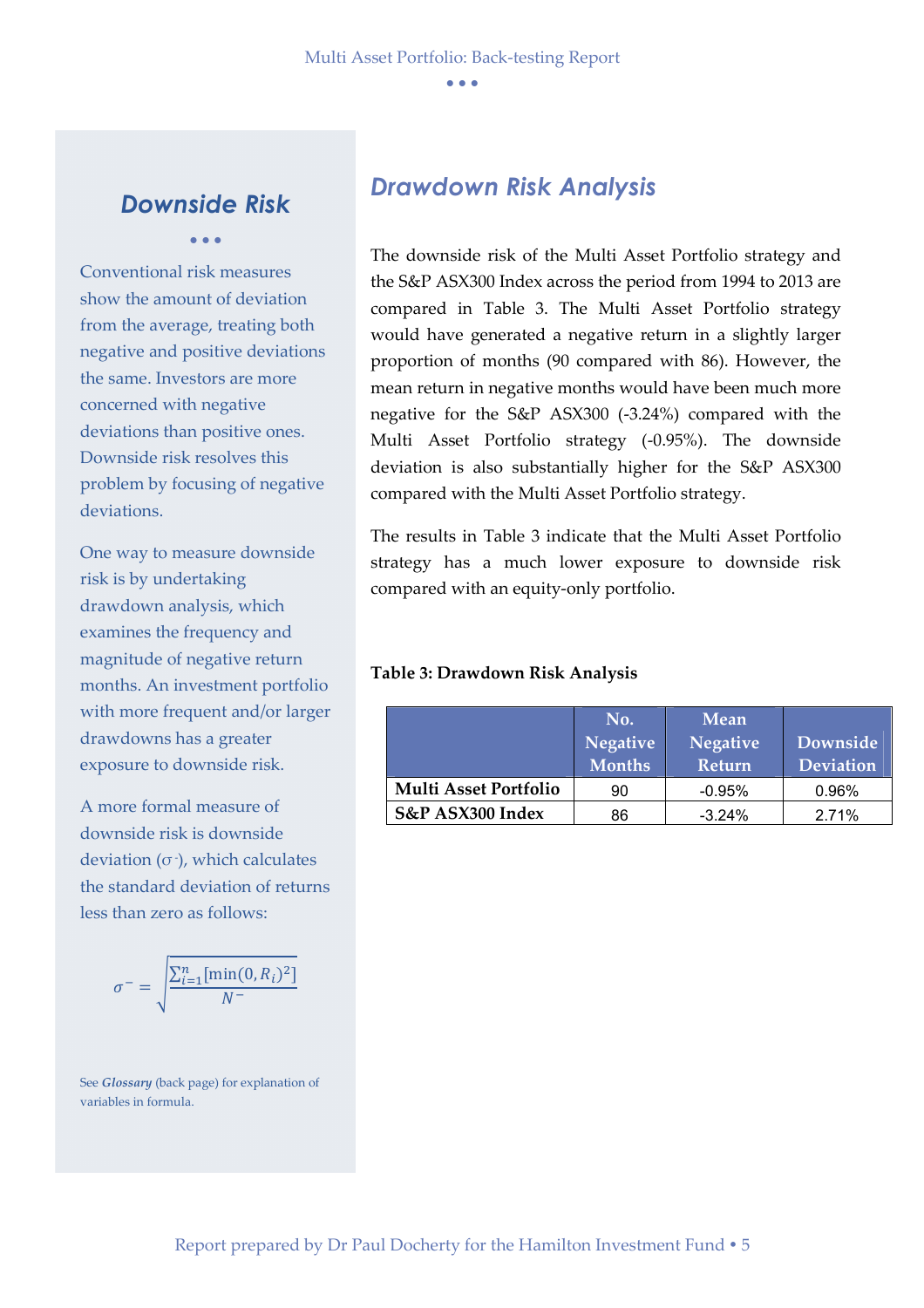## Downside Risk

Conventional risk measures show the amount of deviation from the average, treating both negative and positive deviations the same. Investors are more concerned with negative deviations than positive ones. Downside risk resolves this problem by focusing of negative deviations.

One way to measure downside risk is by undertaking drawdown analysis, which examines the frequency and magnitude of negative return months. An investment portfolio with more frequent and/or larger drawdowns has a greater exposure to downside risk.

A more formal measure of downside risk is downside deviation ($\sigma^-$), which calculates the standard deviation of returns less than zero as follows:

$$\sigma^- = \sqrt{\frac{\sum_{i=1}^{n}[\min(0, R_i)^2]}{N^-}}$$

See ***Glossary*** (back page) for explanation of variables in formula.

## *Drawdown Risk Analysis*

The downside risk of the Multi Asset Portfolio strategy and the S&P ASX300 Index across the period from 1994 to 2013 are compared in Table 3. The Multi Asset Portfolio strategy would have generated a negative return in a slightly larger proportion of months (90 compared with 86). However, the mean return in negative months would have been much more negative for the S&P ASX300 (-3.24%) compared with the Multi Asset Portfolio strategy (-0.95%). The downside deviation is also substantially higher for the S&P ASX300 compared with the Multi Asset Portfolio strategy.

The results in Table 3 indicate that the Multi Asset Portfolio strategy has a much lower exposure to downside risk compared with an equity-only portfolio.

**Table 3: Drawdown Risk Analysis**

| | No. Negative Months | Mean Negative Return | Downside Deviation |
|---|---|---|---|
| **Multi Asset Portfolio** | 90 | -0.95% | 0.96% |
| **S&P ASX300 Index** | 86 | -3.24% | 2.71% |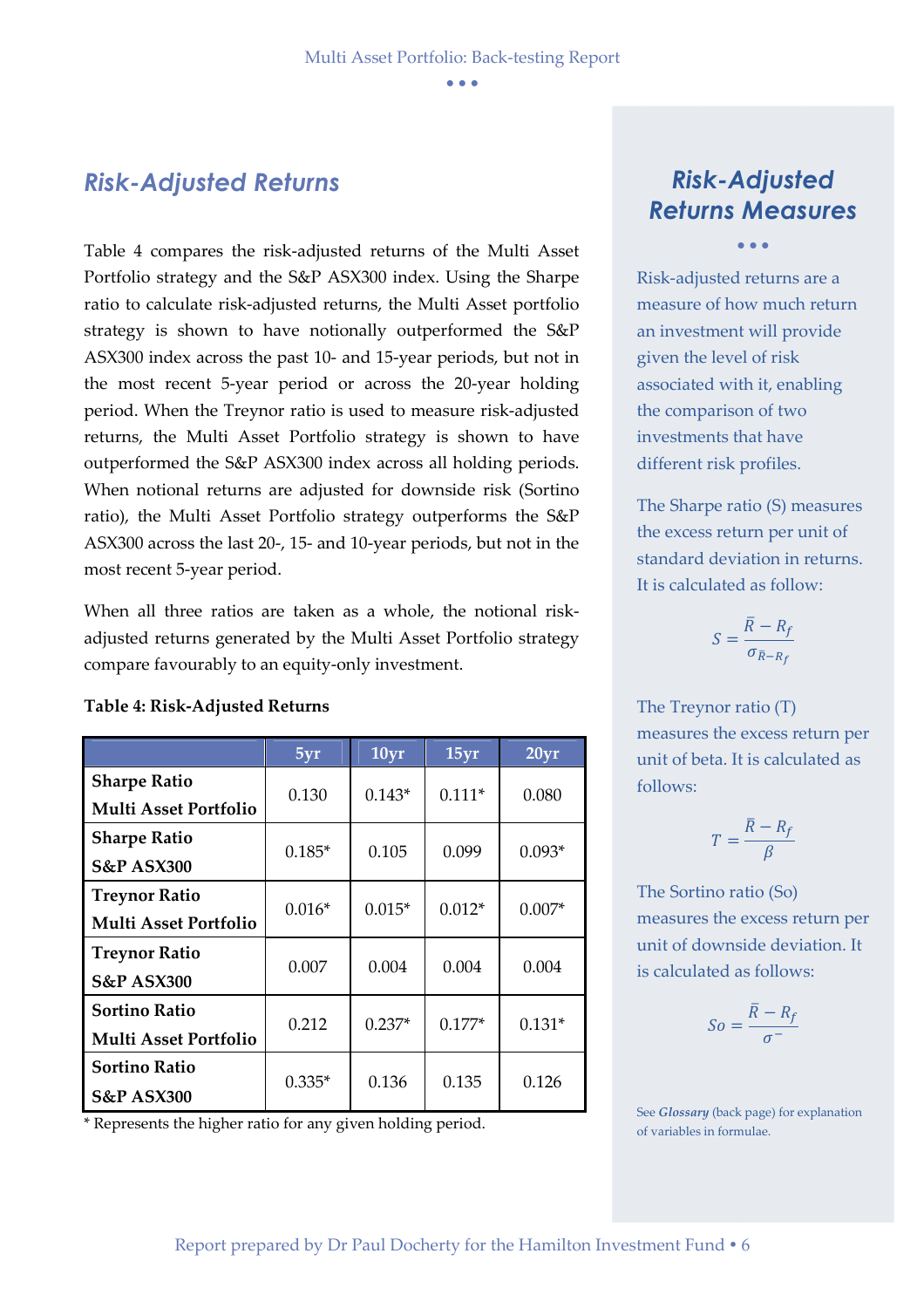## *Risk-Adjusted Returns*

Table 4 compares the risk-adjusted returns of the Multi Asset Portfolio strategy and the S&P ASX300 index. Using the Sharpe ratio to calculate risk-adjusted returns, the Multi Asset portfolio strategy is shown to have notionally outperformed the S&P ASX300 index across the past 10- and 15-year periods, but not in the most recent 5-year period or across the 20-year holding period. When the Treynor ratio is used to measure risk-adjusted returns, the Multi Asset Portfolio strategy is shown to have outperformed the S&P ASX300 index across all holding periods. When notional returns are adjusted for downside risk (Sortino ratio), the Multi Asset Portfolio strategy outperforms the S&P ASX300 across the last 20-, 15- and 10-year periods, but not in the most recent 5-year period.

When all three ratios are taken as a whole, the notional risk-adjusted returns generated by the Multi Asset Portfolio strategy compare favourably to an equity-only investment.

**Table 4: Risk-Adjusted Returns**

| | 5yr | 10yr | 15yr | 20yr |
|---|---|---|---|---|
| **Sharpe Ratio Multi Asset Portfolio** | 0.130 | 0.143* | 0.111* | 0.080 |
| **Sharpe Ratio S&P ASX300** | 0.185* | 0.105 | 0.099 | 0.093* |
| **Treynor Ratio Multi Asset Portfolio** | 0.016* | 0.015* | 0.012* | 0.007* |
| **Treynor Ratio S&P ASX300** | 0.007 | 0.004 | 0.004 | 0.004 |
| **Sortino Ratio Multi Asset Portfolio** | 0.212 | 0.237* | 0.177* | 0.131* |
| **Sortino Ratio S&P ASX300** | 0.335* | 0.136 | 0.135 | 0.126 |

\* Represents the higher ratio for any given holding period.

## *Risk-Adjusted Returns Measures*

Risk-adjusted returns are a measure of how much return an investment will provide given the level of risk associated with it, enabling the comparison of two investments that have different risk profiles.

The Sharpe ratio (S) measures the excess return per unit of standard deviation in returns. It is calculated as follow:

$$S = \frac{\bar{R} - R_f}{\sigma_{\bar{R} - R_f}}$$

The Treynor ratio (T) measures the excess return per unit of beta. It is calculated as follows:

$$T = \frac{\bar{R} - R_f}{\beta}$$

The Sortino ratio (So) measures the excess return per unit of downside deviation. It is calculated as follows:

$$So = \frac{\bar{R} - R_f}{\sigma^-}$$

See ***Glossary*** (back page) for explanation of variables in formulae.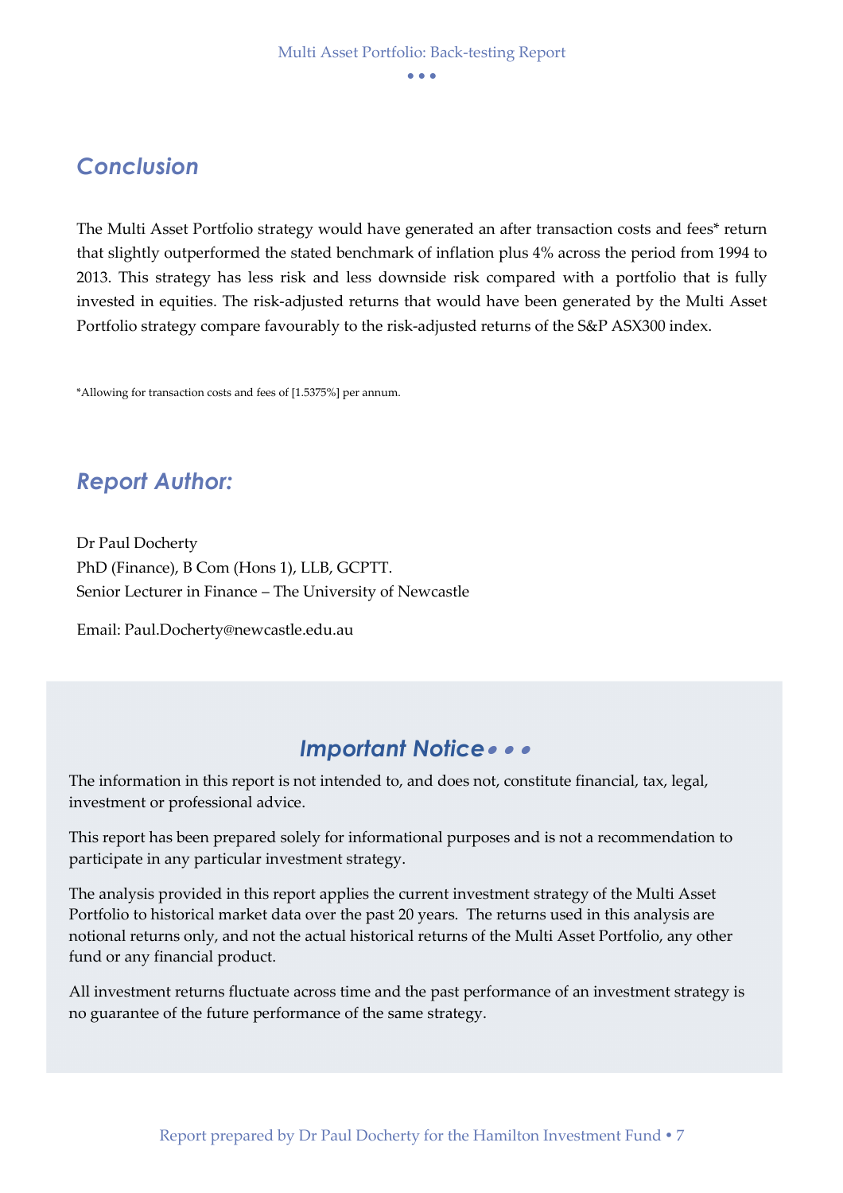## Conclusion

The Multi Asset Portfolio strategy would have generated an after transaction costs and fees* return that slightly outperformed the stated benchmark of inflation plus 4% across the period from 1994 to 2013. This strategy has less risk and less downside risk compared with a portfolio that is fully invested in equities. The risk-adjusted returns that would have been generated by the Multi Asset Portfolio strategy compare favourably to the risk-adjusted returns of the S&P ASX300 index.

*Allowing for transaction costs and fees of [1.5375%] per annum.

## Report Author:

Dr Paul Docherty
PhD (Finance), B Com (Hons 1), LLB, GCPTT.
Senior Lecturer in Finance – The University of Newcastle

Email: Paul.Docherty@newcastle.edu.au

## Important Notice

The information in this report is not intended to, and does not, constitute financial, tax, legal, investment or professional advice.

This report has been prepared solely for informational purposes and is not a recommendation to participate in any particular investment strategy.

The analysis provided in this report applies the current investment strategy of the Multi Asset Portfolio to historical market data over the past 20 years. The returns used in this analysis are notional returns only, and not the actual historical returns of the Multi Asset Portfolio, any other fund or any financial product.

All investment returns fluctuate across time and the past performance of an investment strategy is no guarantee of the future performance of the same strategy.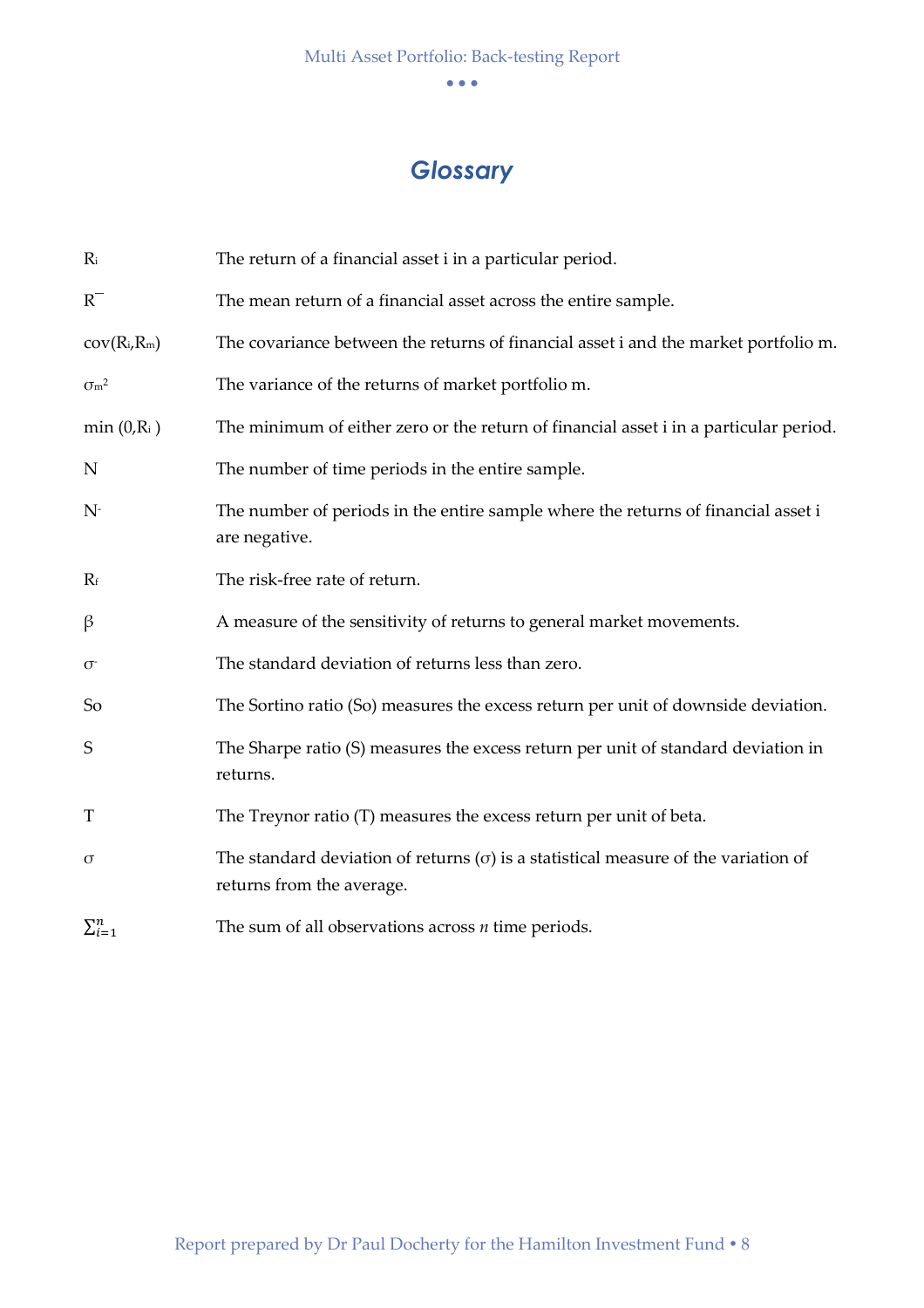# *Glossary*

| | |
|---|---|
| $R_i$ | The return of a financial asset i in a particular period. |
| $\bar{R}$ | The mean return of a financial asset across the entire sample. |
| $cov(R_i,R_m)$ | The covariance between the returns of financial asset i and the market portfolio m. |
| $\sigma_m^2$ | The variance of the returns of market portfolio m. |
| $min(0,R_i)$ | The minimum of either zero or the return of financial asset i in a particular period. |
| N | The number of time periods in the entire sample. |
| $N^-$ | The number of periods in the entire sample where the returns of financial asset i are negative. |
| $R_f$ | The risk-free rate of return. |
| $\beta$ | A measure of the sensitivity of returns to general market movements. |
| $\sigma^-$ | The standard deviation of returns less than zero. |
| So | The Sortino ratio (So) measures the excess return per unit of downside deviation. |
| S | The Sharpe ratio (S) measures the excess return per unit of standard deviation in returns. |
| T | The Treynor ratio (T) measures the excess return per unit of beta. |
| $\sigma$ | The standard deviation of returns ($\sigma$) is a statistical measure of the variation of returns from the average. |
| $\sum_{i=1}^{n}$ | The sum of all observations across *n* time periods. |